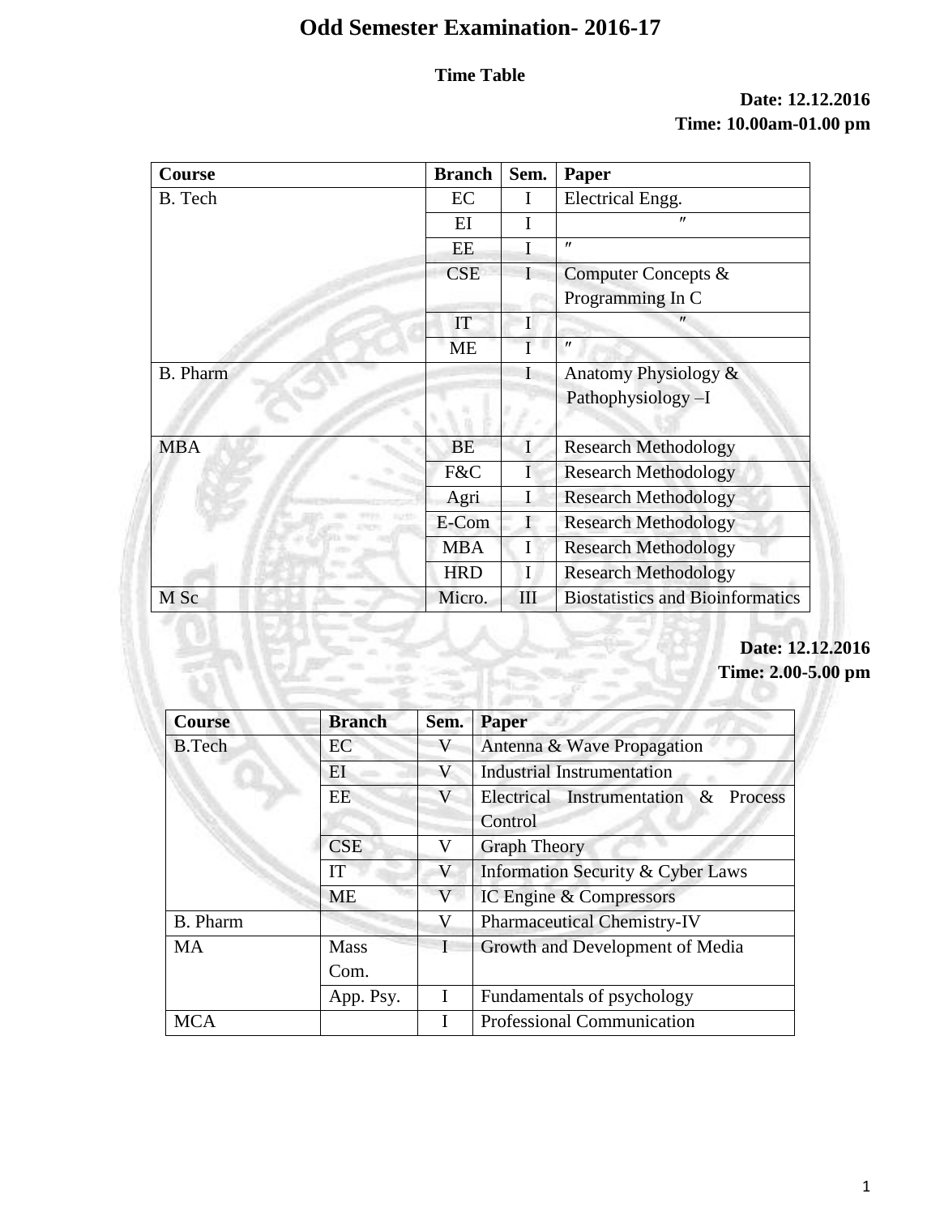# Odd Semester Examination- 2016-17

**Time Table**

**Date: 12.12.2016**
**Time: 10.00am-01.00 pm**

| Course | Branch | Sem. | Paper |
|---|---|---|---|
| B. Tech | EC | I | Electrical Engg. |
| | EI | I | ″ |
| | EE | I | ″ |
| | CSE | I | Computer Concepts & Programming In C |
| | IT | I | ″ |
| | ME | I | ″ |
| B. Pharm | | I | Anatomy Physiology & Pathophysiology –I |
| MBA | BE | I | Research Methodology |
| | F&C | I | Research Methodology |
| | Agri | I | Research Methodology |
| | E-Com | I | Research Methodology |
| | MBA | I | Research Methodology |
| | HRD | I | Research Methodology |
| M Sc | Micro. | III | Biostatistics and Bioinformatics |

**Date: 12.12.2016**
**Time: 2.00-5.00 pm**

| Course | Branch | Sem. | Paper |
|---|---|---|---|
| B.Tech | EC | V | Antenna & Wave Propagation |
| | EI | V | Industrial Instrumentation |
| | EE | V | Electrical Instrumentation & Process Control |
| | CSE | V | Graph Theory |
| | IT | V | Information Security & Cyber Laws |
| | ME | V | IC Engine & Compressors |
| B. Pharm | | V | Pharmaceutical Chemistry-IV |
| MA | Mass Com. | I | Growth and Development of Media |
| | App. Psy. | I | Fundamentals of psychology |
| MCA | | I | Professional Communication |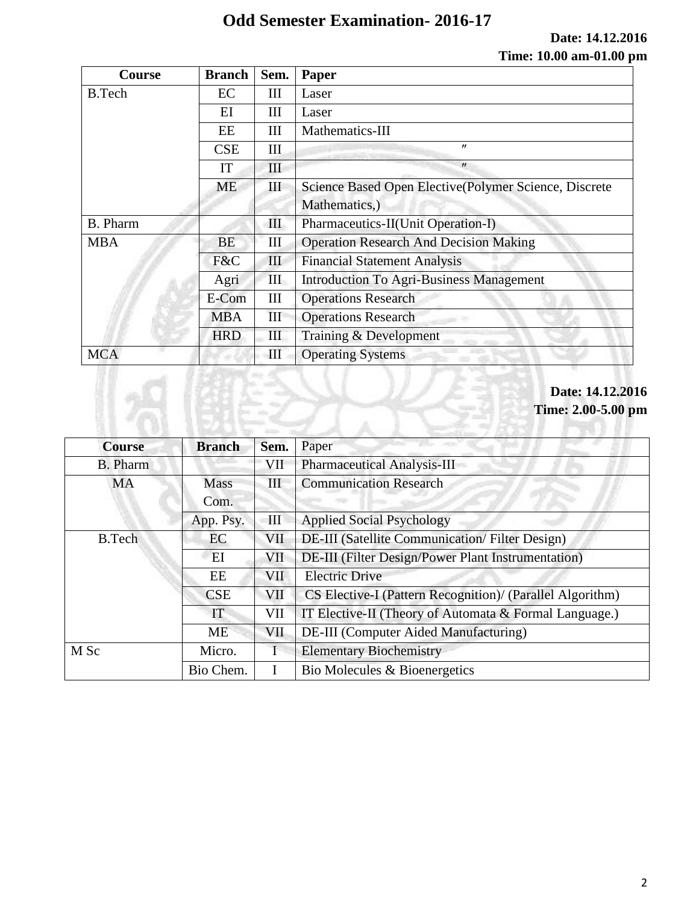# Odd Semester Examination- 2016-17

**Date: 14.12.2016**
**Time: 10.00 am-01.00 pm**

| Course | Branch | Sem. | Paper |
|---|---|---|---|
| B.Tech | EC | III | Laser |
| | EI | III | Laser |
| | EE | III | Mathematics-III |
| | CSE | III | ″ |
| | IT | III | ″ |
| | ME | III | Science Based Open Elective(Polymer Science, Discrete Mathematics,) |
| B. Pharm | | III | Pharmaceutics-II(Unit Operation-I) |
| MBA | BE | III | Operation Research And Decision Making |
| | F&C | III | Financial Statement Analysis |
| | Agri | III | Introduction To Agri-Business Management |
| | E-Com | III | Operations Research |
| | MBA | III | Operations Research |
| | HRD | III | Training & Development |
| MCA | | III | Operating Systems |

**Date: 14.12.2016**
**Time: 2.00-5.00 pm**

| Course | Branch | Sem. | Paper |
|---|---|---|---|
| B. Pharm | | VII | Pharmaceutical Analysis-III |
| MA | Mass Com. | III | Communication Research |
| | App. Psy. | III | Applied Social Psychology |
| B.Tech | EC | VII | DE-III (Satellite Communication/ Filter Design) |
| | EI | VII | DE-III (Filter Design/Power Plant Instrumentation) |
| | EE | VII | Electric Drive |
| | CSE | VII | CS Elective-I (Pattern Recognition)/ (Parallel Algorithm) |
| | IT | VII | IT Elective-II (Theory of Automata & Formal Language.) |
| | ME | VII | DE-III (Computer Aided Manufacturing) |
| M Sc | Micro. | I | Elementary Biochemistry |
| | Bio Chem. | I | Bio Molecules & Bioenergetics |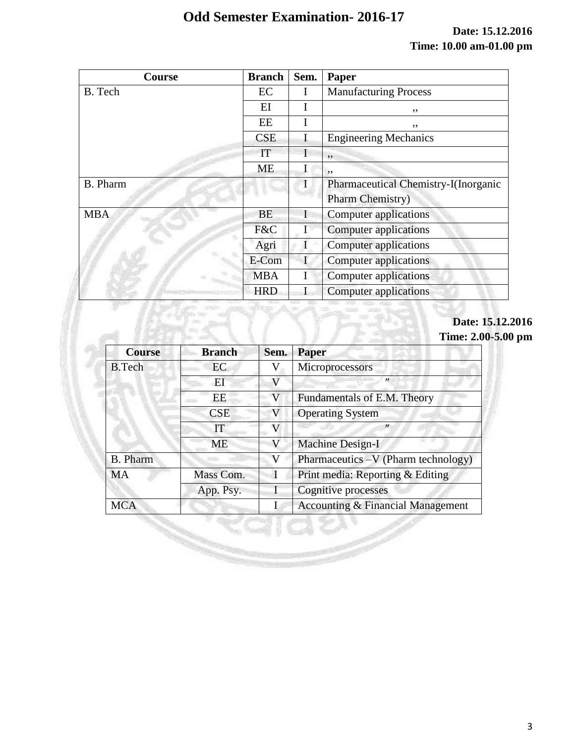# Odd Semester Examination- 2016-17

**Date: 15.12.2016**
**Time: 10.00 am-01.00 pm**

| Course | Branch | Sem. | Paper |
|---|---|---|---|
| B. Tech | EC | I | Manufacturing Process |
| | EI | I | ,, |
| | EE | I | ,, |
| | CSE | I | Engineering Mechanics |
| | IT | I | ,, |
| | ME | I | ,, |
| B. Pharm | | I | Pharmaceutical Chemistry-I(Inorganic Pharm Chemistry) |
| MBA | BE | I | Computer applications |
| | F&C | I | Computer applications |
| | Agri | I | Computer applications |
| | E-Com | I | Computer applications |
| | MBA | I | Computer applications |
| | HRD | I | Computer applications |

**Date: 15.12.2016**
**Time: 2.00-5.00 pm**

| Course | Branch | Sem. | Paper |
|---|---|---|---|
| B.Tech | EC | V | Microprocessors |
| | EI | V | ″ |
| | EE | V | Fundamentals of E.M. Theory |
| | CSE | V | Operating System |
| | IT | V | ″ |
| | ME | V | Machine Design-I |
| B. Pharm | | V | Pharmaceutics –V (Pharm technology) |
| MA | Mass Com. | I | Print media: Reporting & Editing |
| | App. Psy. | I | Cognitive processes |
| MCA | | I | Accounting & Financial Management |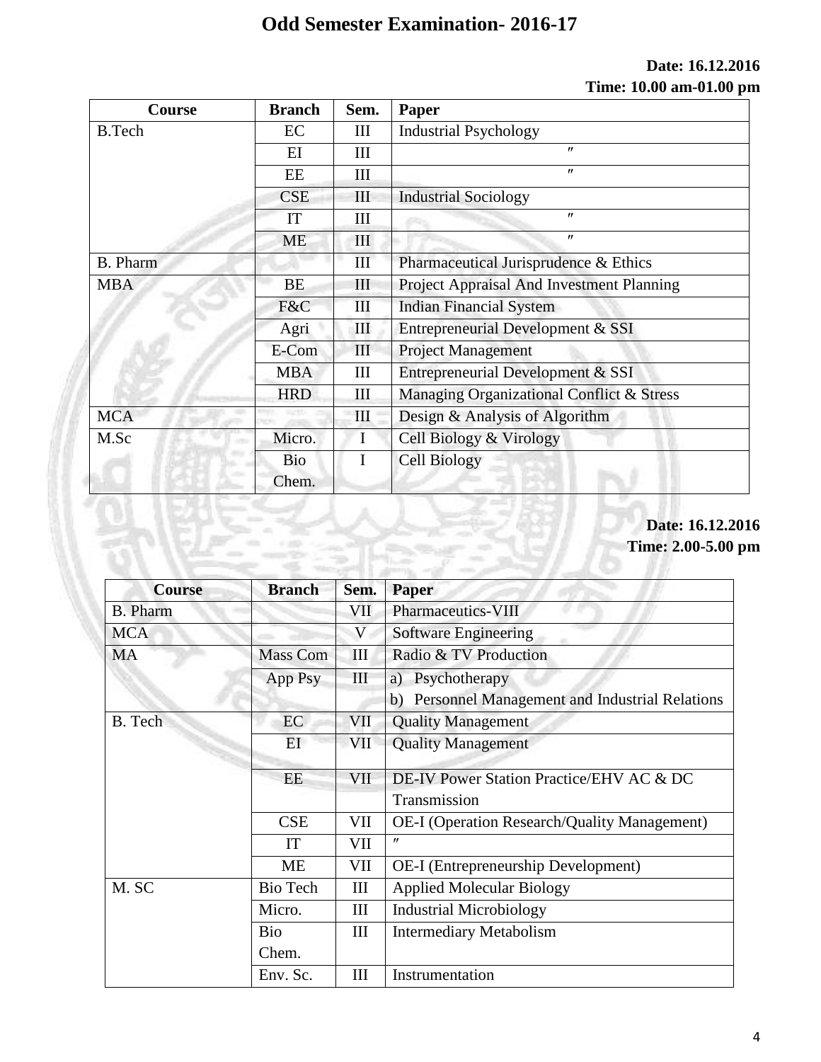# Odd Semester Examination- 2016-17

**Date: 16.12.2016**
**Time: 10.00 am-01.00 pm**

| Course | Branch | Sem. | Paper |
|---|---|---|---|
| B.Tech | EC | III | Industrial Psychology |
| | EI | III | ″ |
| | EE | III | ″ |
| | CSE | III | Industrial Sociology |
| | IT | III | ″ |
| | ME | III | ″ |
| B. Pharm | | III | Pharmaceutical Jurisprudence & Ethics |
| MBA | BE | III | Project Appraisal And Investment Planning |
| | F&C | III | Indian Financial System |
| | Agri | III | Entrepreneurial Development & SSI |
| | E-Com | III | Project Management |
| | MBA | III | Entrepreneurial Development & SSI |
| | HRD | III | Managing Organizational Conflict & Stress |
| MCA | | III | Design & Analysis of Algorithm |
| M.Sc | Micro. | I | Cell Biology & Virology |
| | Bio Chem. | I | Cell Biology |

**Date: 16.12.2016**
**Time: 2.00-5.00 pm**

| Course | Branch | Sem. | Paper |
|---|---|---|---|
| B. Pharm | | VII | Pharmaceutics-VIII |
| MCA | | V | Software Engineering |
| MA | Mass Com | III | Radio & TV Production |
| | App Psy | III | a) Psychotherapy<br>b) Personnel Management and Industrial Relations |
| B. Tech | EC | VII | Quality Management |
| | EI | VII | Quality Management |
| | EE | VII | DE-IV Power Station Practice/EHV AC & DC Transmission |
| | CSE | VII | OE-I (Operation Research/Quality Management) |
| | IT | VII | ″ |
| | ME | VII | OE-I (Entrepreneurship Development) |
| M. SC | Bio Tech | III | Applied Molecular Biology |
| | Micro. | III | Industrial Microbiology |
| | Bio Chem. | III | Intermediary Metabolism |
| | Env. Sc. | III | Instrumentation |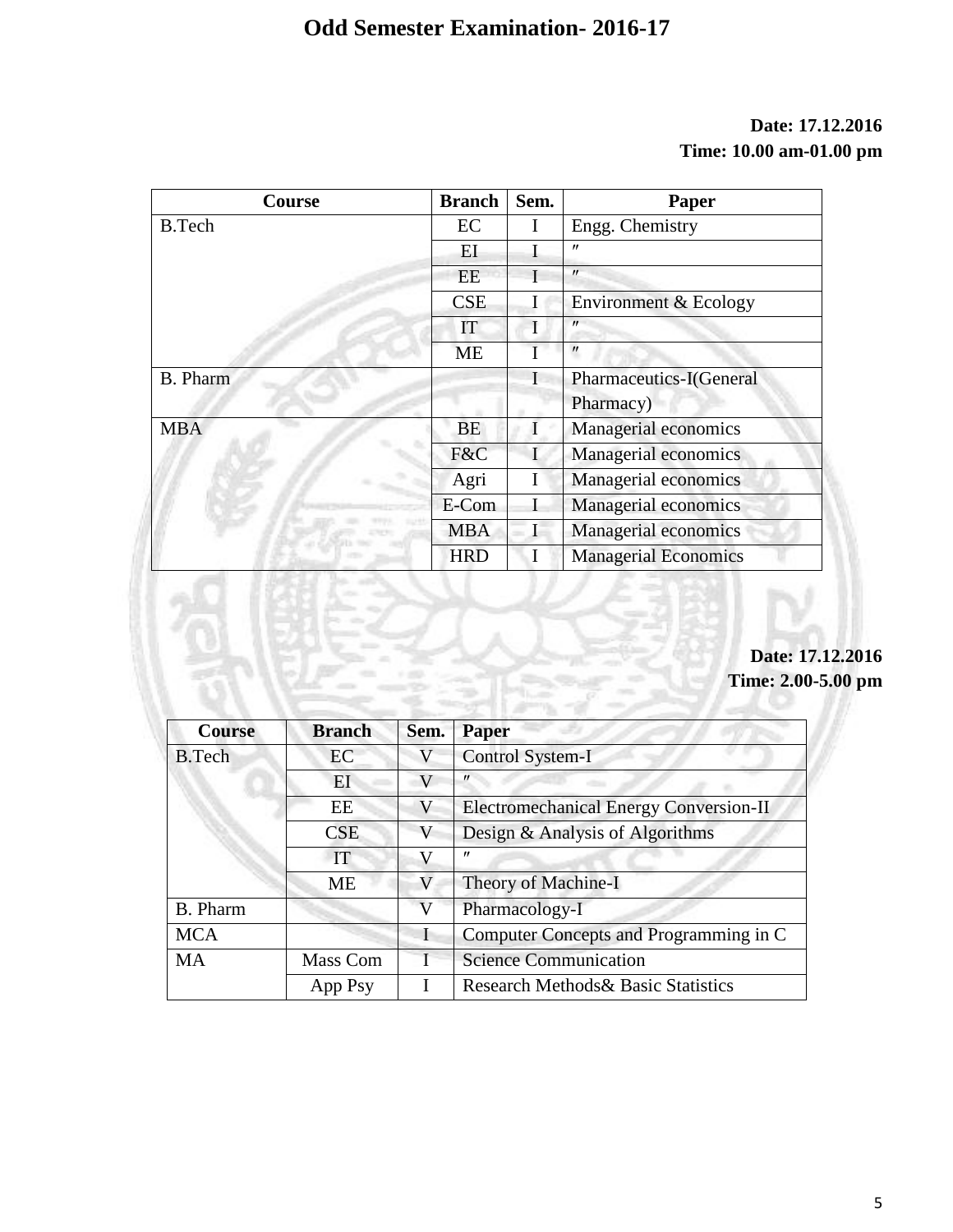# Odd Semester Examination- 2016-17

**Date: 17.12.2016**
**Time: 10.00 am-01.00 pm**

| Course | Branch | Sem. | Paper |
|---|---|---|---|
| B.Tech | EC | I | Engg. Chemistry |
| | EI | I | ″ |
| | EE | I | ″ |
| | CSE | I | Environment & Ecology |
| | IT | I | ″ |
| | ME | I | ″ |
| B. Pharm | | I | Pharmaceutics-I(General Pharmacy) |
| MBA | BE | I | Managerial economics |
| | F&C | I | Managerial economics |
| | Agri | I | Managerial economics |
| | E-Com | I | Managerial economics |
| | MBA | I | Managerial economics |
| | HRD | I | Managerial Economics |

**Date: 17.12.2016**
**Time: 2.00-5.00 pm**

| Course | Branch | Sem. | Paper |
|---|---|---|---|
| B.Tech | EC | V | Control System-I |
| | EI | V | ″ |
| | EE | V | Electromechanical Energy Conversion-II |
| | CSE | V | Design & Analysis of Algorithms |
| | IT | V | ″ |
| | ME | V | Theory of Machine-I |
| B. Pharm | | V | Pharmacology-I |
| MCA | | I | Computer Concepts and Programming in C |
| MA | Mass Com | I | Science Communication |
| | App Psy | I | Research Methods& Basic Statistics |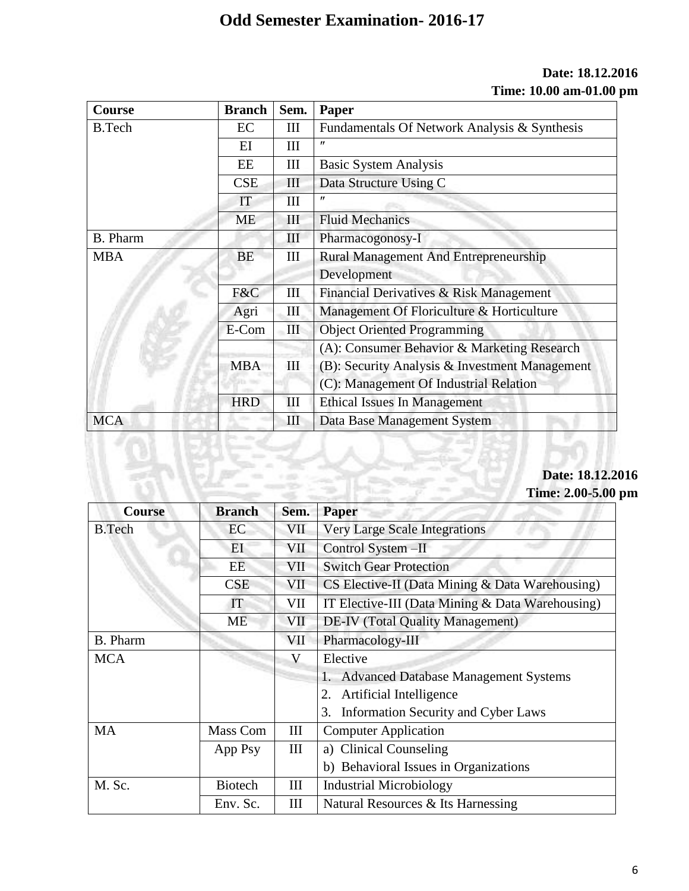# Odd Semester Examination- 2016-17

**Date: 18.12.2016**
**Time: 10.00 am-01.00 pm**

| Course | Branch | Sem. | Paper |
|---|---|---|---|
| B.Tech | EC | III | Fundamentals Of Network Analysis & Synthesis |
| | EI | III | ″ |
| | EE | III | Basic System Analysis |
| | CSE | III | Data Structure Using C |
| | IT | III | ″ |
| | ME | III | Fluid Mechanics |
| B. Pharm | | III | Pharmacogonosy-I |
| MBA | BE | III | Rural Management And Entrepreneurship Development |
| | F&C | III | Financial Derivatives & Risk Management |
| | Agri | III | Management Of Floriculture & Horticulture |
| | E-Com | III | Object Oriented Programming |
| | MBA | III | (A): Consumer Behavior & Marketing Research<br>(B): Security Analysis & Investment Management<br>(C): Management Of Industrial Relation |
| | HRD | III | Ethical Issues In Management |
| MCA | | III | Data Base Management System |

**Date: 18.12.2016**
**Time: 2.00-5.00 pm**

| Course | Branch | Sem. | Paper |
|---|---|---|---|
| B.Tech | EC | VII | Very Large Scale Integrations |
| | EI | VII | Control System –II |
| | EE | VII | Switch Gear Protection |
| | CSE | VII | CS Elective-II (Data Mining & Data Warehousing) |
| | IT | VII | IT Elective-III (Data Mining & Data Warehousing) |
| | ME | VII | DE-IV (Total Quality Management) |
| B. Pharm | | VII | Pharmacology-III |
| MCA | | V | Elective<br>1. Advanced Database Management Systems<br>2. Artificial Intelligence<br>3. Information Security and Cyber Laws |
| MA | Mass Com | III | Computer Application |
| | App Psy | III | a) Clinical Counseling<br>b) Behavioral Issues in Organizations |
| M. Sc. | Biotech | III | Industrial Microbiology |
| | Env. Sc. | III | Natural Resources & Its Harnessing |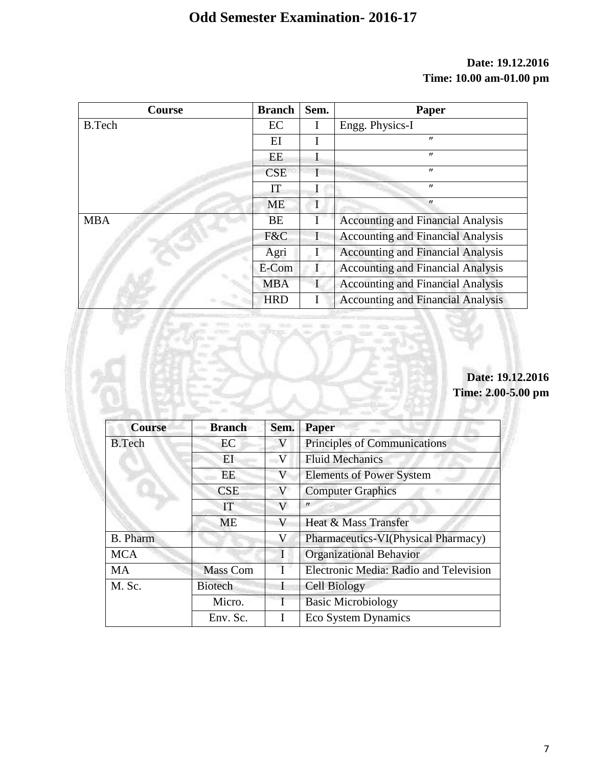# Odd Semester Examination- 2016-17

**Date: 19.12.2016**
**Time: 10.00 am-01.00 pm**

| Course | Branch | Sem. | Paper |
|---|---|---|---|
| B.Tech | EC | I | Engg. Physics-I |
| | EI | I | ″ |
| | EE | I | ″ |
| | CSE | I | ″ |
| | IT | I | ″ |
| | ME | I | ″ |
| MBA | BE | I | Accounting and Financial Analysis |
| | F&C | I | Accounting and Financial Analysis |
| | Agri | I | Accounting and Financial Analysis |
| | E-Com | I | Accounting and Financial Analysis |
| | MBA | I | Accounting and Financial Analysis |
| | HRD | I | Accounting and Financial Analysis |

**Date: 19.12.2016**
**Time: 2.00-5.00 pm**

| Course | Branch | Sem. | Paper |
|---|---|---|---|
| B.Tech | EC | V | Principles of Communications |
| | EI | V | Fluid Mechanics |
| | EE | V | Elements of Power System |
| | CSE | V | Computer Graphics |
| | IT | V | ″ |
| | ME | V | Heat & Mass Transfer |
| B. Pharm | | V | Pharmaceutics-VI(Physical Pharmacy) |
| MCA | | I | Organizational Behavior |
| MA | Mass Com | I | Electronic Media: Radio and Television |
| M. Sc. | Biotech | I | Cell Biology |
| | Micro. | I | Basic Microbiology |
| | Env. Sc. | I | Eco System Dynamics |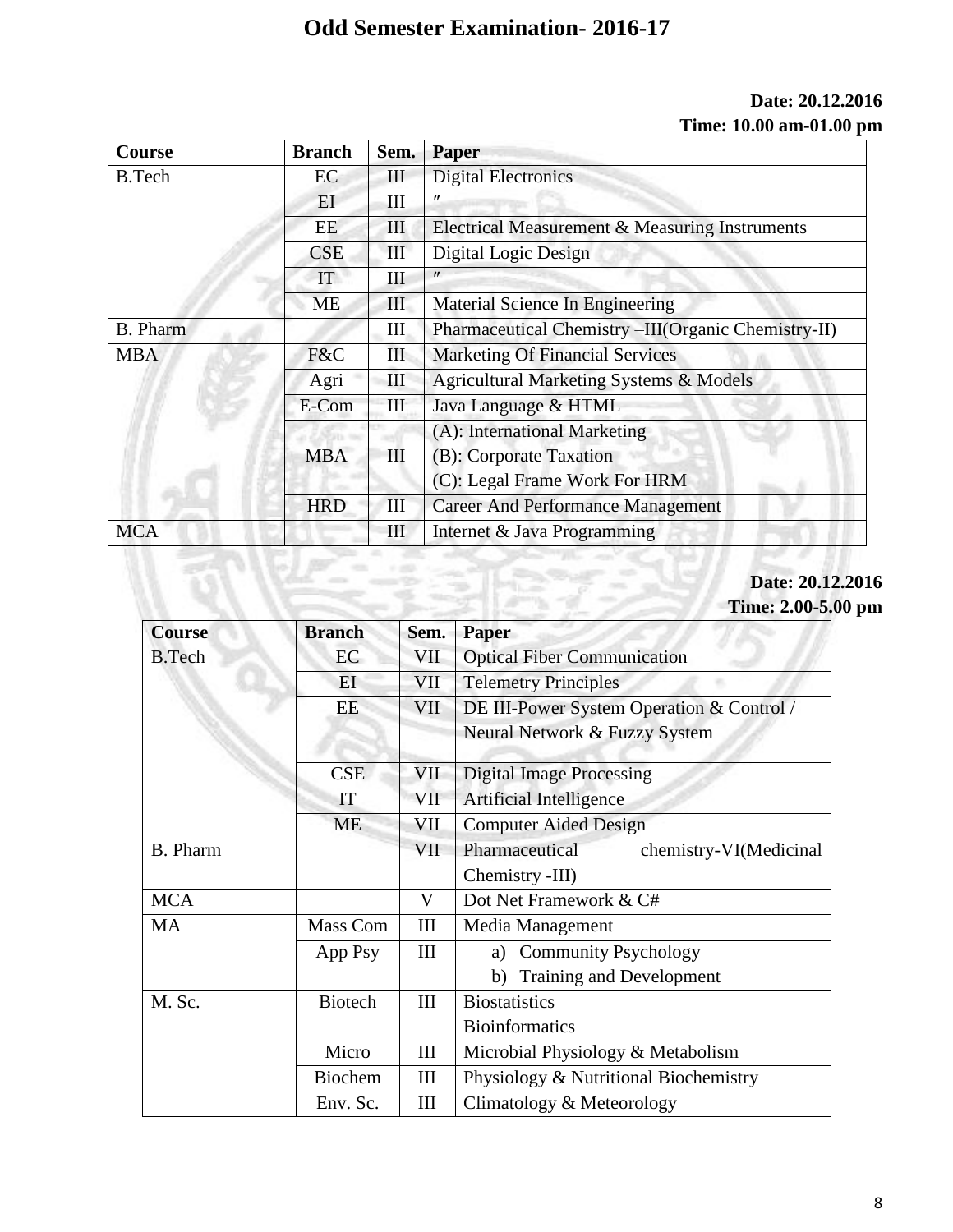# Odd Semester Examination- 2016-17

**Date: 20.12.2016**
**Time: 10.00 am-01.00 pm**

| Course | Branch | Sem. | Paper |
|---|---|---|---|
| B.Tech | EC | III | Digital Electronics |
| | EI | III | ″ |
| | EE | III | Electrical Measurement & Measuring Instruments |
| | CSE | III | Digital Logic Design |
| | IT | III | ″ |
| | ME | III | Material Science In Engineering |
| B. Pharm | | III | Pharmaceutical Chemistry –III(Organic Chemistry-II) |
| MBA | F&C | III | Marketing Of Financial Services |
| | Agri | III | Agricultural Marketing Systems & Models |
| | E-Com | III | Java Language & HTML |
| | MBA | III | (A): International Marketing<br>(B): Corporate Taxation<br>(C): Legal Frame Work For HRM |
| | HRD | III | Career And Performance Management |
| MCA | | III | Internet & Java Programming |

**Date: 20.12.2016**
**Time: 2.00-5.00 pm**

| Course | Branch | Sem. | Paper |
|---|---|---|---|
| B.Tech | EC | VII | Optical Fiber Communication |
| | EI | VII | Telemetry Principles |
| | EE | VII | DE III-Power System Operation & Control / Neural Network & Fuzzy System |
| | CSE | VII | Digital Image Processing |
| | IT | VII | Artificial Intelligence |
| | ME | VII | Computer Aided Design |
| B. Pharm | | VII | Pharmaceutical chemistry-VI(Medicinal Chemistry -III) |
| MCA | | V | Dot Net Framework & C# |
| MA | Mass Com | III | Media Management |
| | App Psy | III | a) Community Psychology<br>b) Training and Development |
| M. Sc. | Biotech | III | Biostatistics<br>Bioinformatics |
| | Micro | III | Microbial Physiology & Metabolism |
| | Biochem | III | Physiology & Nutritional Biochemistry |
| | Env. Sc. | III | Climatology & Meteorology |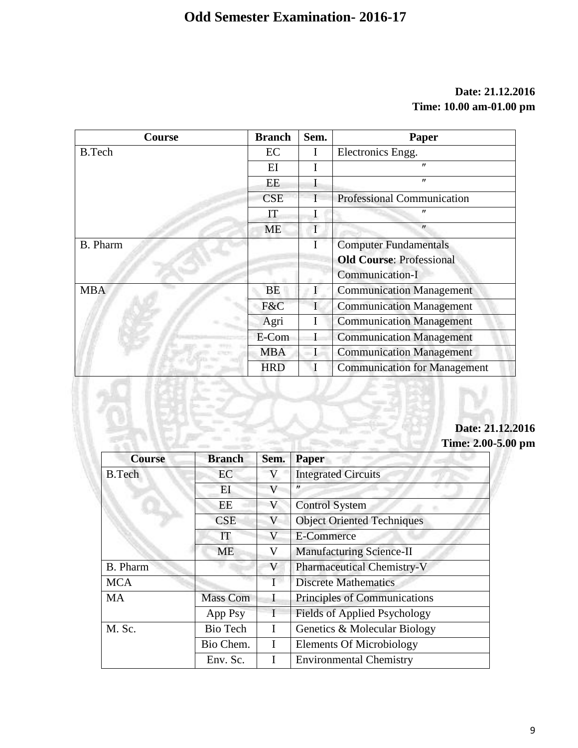# Odd Semester Examination- 2016-17

**Date: 21.12.2016**
**Time: 10.00 am-01.00 pm**

| Course | Branch | Sem. | Paper |
|---|---|---|---|
| B.Tech | EC | I | Electronics Engg. |
| | EI | I | ″ |
| | EE | I | ″ |
| | CSE | I | Professional Communication |
| | IT | I | ″ |
| | ME | I | ″ |
| B. Pharm | | I | Computer Fundamentals **Old Course**: Professional Communication-I |
| MBA | BE | I | Communication Management |
| | F&C | I | Communication Management |
| | Agri | I | Communication Management |
| | E-Com | I | Communication Management |
| | MBA | I | Communication Management |
| | HRD | I | Communication for Management |

**Date: 21.12.2016**
**Time: 2.00-5.00 pm**

| Course | Branch | Sem. | Paper |
|---|---|---|---|
| B.Tech | EC | V | Integrated Circuits |
| | EI | V | ″ |
| | EE | V | Control System |
| | CSE | V | Object Oriented Techniques |
| | IT | V | E-Commerce |
| | ME | V | Manufacturing Science-II |
| B. Pharm | | V | Pharmaceutical Chemistry-V |
| MCA | | I | Discrete Mathematics |
| MA | Mass Com | I | Principles of Communications |
| | App Psy | I | Fields of Applied Psychology |
| M. Sc. | Bio Tech | I | Genetics & Molecular Biology |
| | Bio Chem. | I | Elements Of Microbiology |
| | Env. Sc. | I | Environmental Chemistry |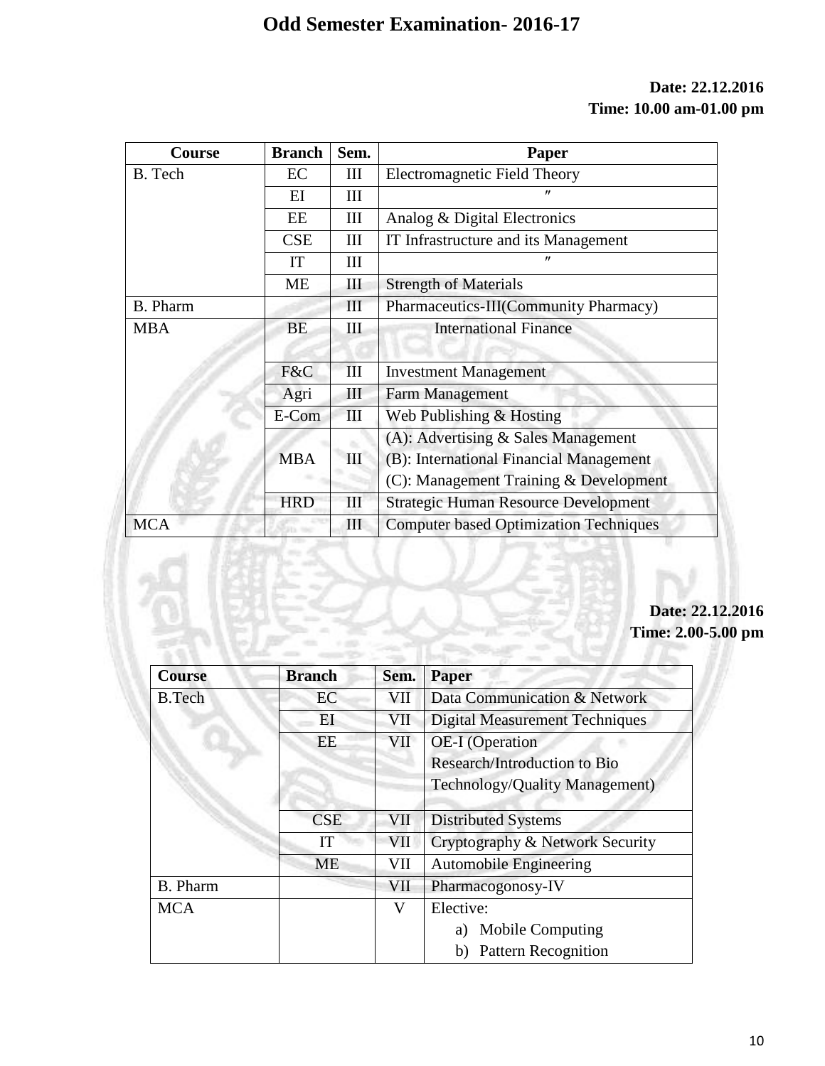# Odd Semester Examination- 2016-17

**Date: 22.12.2016**
**Time: 10.00 am-01.00 pm**

| Course | Branch | Sem. | Paper |
|---|---|---|---|
| B. Tech | EC | III | Electromagnetic Field Theory |
| | EI | III | ″ |
| | EE | III | Analog & Digital Electronics |
| | CSE | III | IT Infrastructure and its Management |
| | IT | III | ″ |
| | ME | III | Strength of Materials |
| B. Pharm | | III | Pharmaceutics-III(Community Pharmacy) |
| MBA | BE | III | International Finance |
| | F&C | III | Investment Management |
| | Agri | III | Farm Management |
| | E-Com | III | Web Publishing & Hosting |
| | MBA | III | (A): Advertising & Sales Management<br>(B): International Financial Management<br>(C): Management Training & Development |
| | HRD | III | Strategic Human Resource Development |
| MCA | | III | Computer based Optimization Techniques |

**Date: 22.12.2016**
**Time: 2.00-5.00 pm**

| Course | Branch | Sem. | Paper |
|---|---|---|---|
| B.Tech | EC | VII | Data Communication & Network |
| | EI | VII | Digital Measurement Techniques |
| | EE | VII | OE-I (Operation Research/Introduction to Bio Technology/Quality Management) |
| | CSE | VII | Distributed Systems |
| | IT | VII | Cryptography & Network Security |
| | ME | VII | Automobile Engineering |
| B. Pharm | | VII | Pharmacogonosy-IV |
| MCA | | V | Elective:<br>a) Mobile Computing<br>b) Pattern Recognition |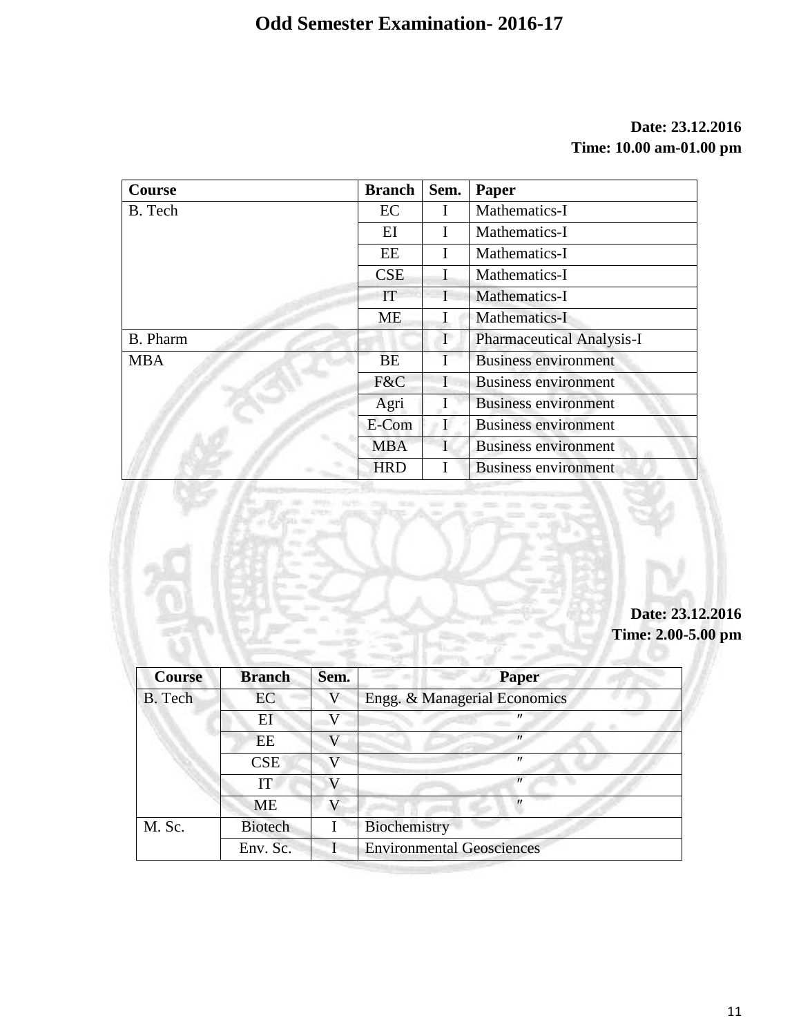# Odd Semester Examination- 2016-17

**Date: 23.12.2016**
**Time: 10.00 am-01.00 pm**

| Course | Branch | Sem. | Paper |
|---|---|---|---|
| B. Tech | EC | I | Mathematics-I |
| | EI | I | Mathematics-I |
| | EE | I | Mathematics-I |
| | CSE | I | Mathematics-I |
| | IT | I | Mathematics-I |
| | ME | I | Mathematics-I |
| B. Pharm | | I | Pharmaceutical Analysis-I |
| MBA | BE | I | Business environment |
| | F&C | I | Business environment |
| | Agri | I | Business environment |
| | E-Com | I | Business environment |
| | MBA | I | Business environment |
| | HRD | I | Business environment |

**Date: 23.12.2016**
**Time: 2.00-5.00 pm**

| Course | Branch | Sem. | Paper |
|---|---|---|---|
| B. Tech | EC | V | Engg. & Managerial Economics |
| | EI | V | ″ |
| | EE | V | ″ |
| | CSE | V | ″ |
| | IT | V | ″ |
| | ME | V | ″ |
| M. Sc. | Biotech | I | Biochemistry |
| | Env. Sc. | I | Environmental Geosciences |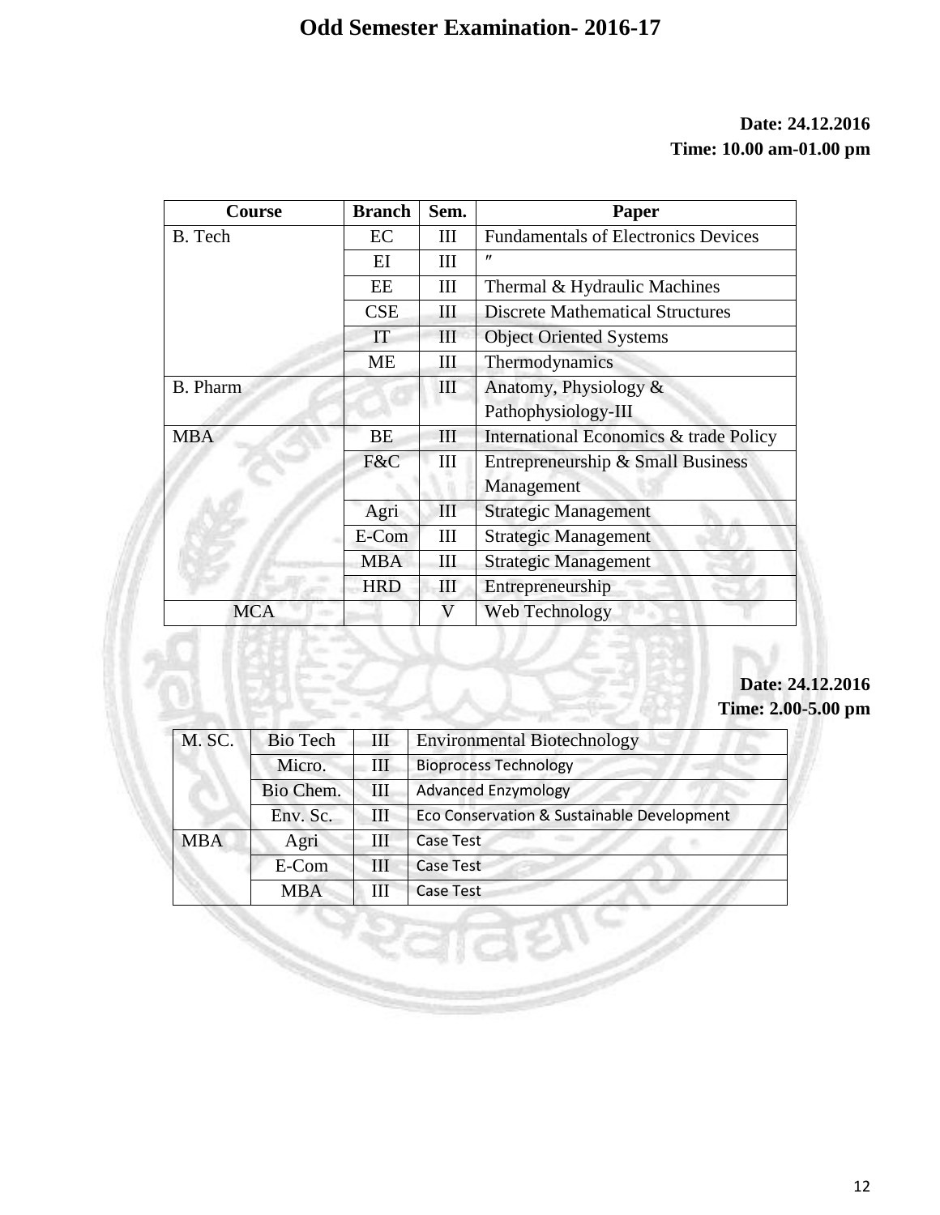# Odd Semester Examination- 2016-17

**Date: 24.12.2016**
**Time: 10.00 am-01.00 pm**

| Course | Branch | Sem. | Paper |
|---|---|---|---|
| B. Tech | EC | III | Fundamentals of Electronics Devices |
| | EI | III | ″ |
| | EE | III | Thermal & Hydraulic Machines |
| | CSE | III | Discrete Mathematical Structures |
| | IT | III | Object Oriented Systems |
| | ME | III | Thermodynamics |
| B. Pharm | | III | Anatomy, Physiology & Pathophysiology-III |
| MBA | BE | III | International Economics & trade Policy |
| | F&C | III | Entrepreneurship & Small Business Management |
| | Agri | III | Strategic Management |
| | E-Com | III | Strategic Management |
| | MBA | III | Strategic Management |
| | HRD | III | Entrepreneurship |
| MCA | | V | Web Technology |

**Date: 24.12.2016**
**Time: 2.00-5.00 pm**

| | | | |
|---|---|---|---|
| M. SC. | Bio Tech | III | Environmental Biotechnology |
| | Micro. | III | Bioprocess Technology |
| | Bio Chem. | III | Advanced Enzymology |
| | Env. Sc. | III | Eco Conservation & Sustainable Development |
| MBA | Agri | III | Case Test |
| | E-Com | III | Case Test |
| | MBA | III | Case Test |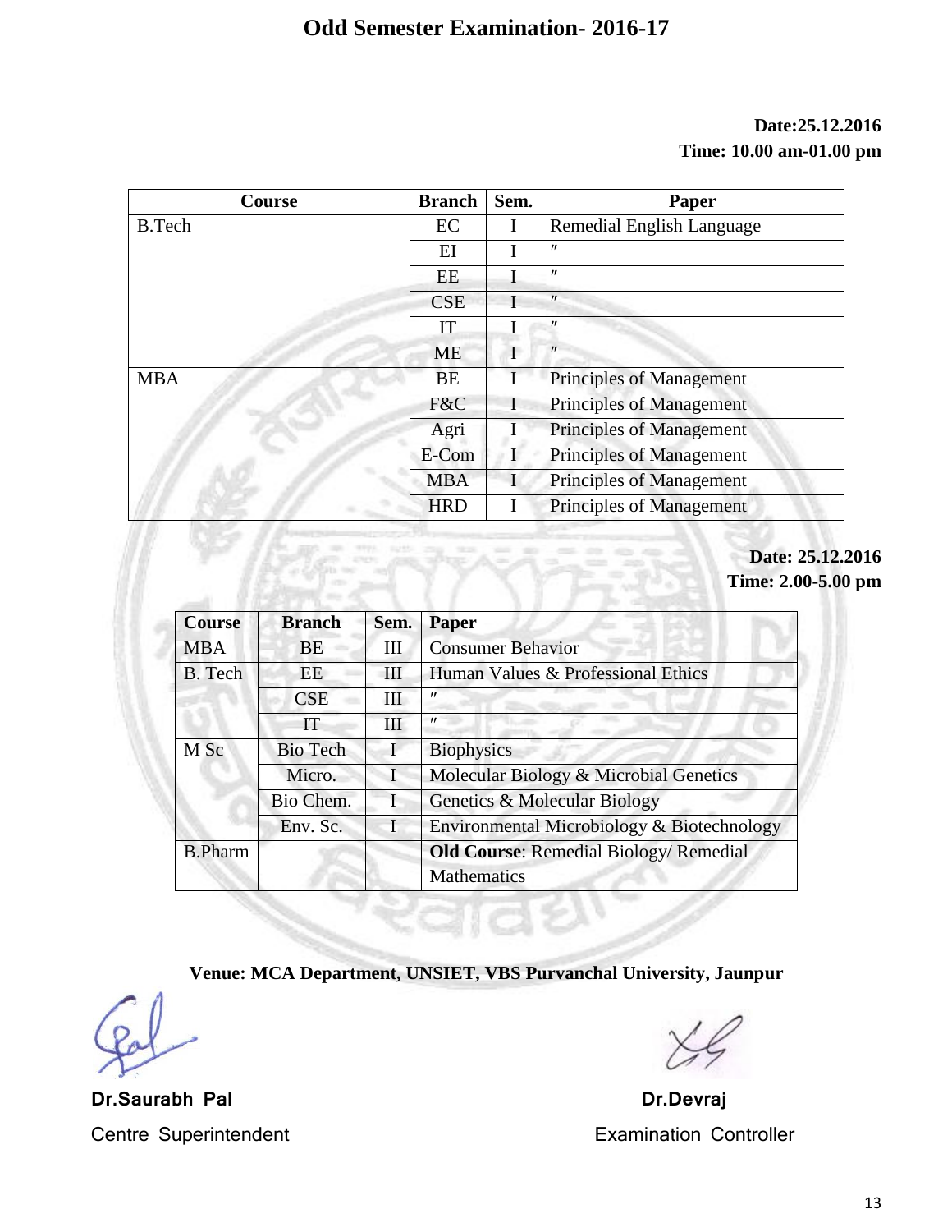# Odd Semester Examination- 2016-17

**Date:25.12.2016**
**Time: 10.00 am-01.00 pm**

| Course | Branch | Sem. | Paper |
|---|---|---|---|
| B.Tech | EC | I | Remedial English Language |
| | EI | I | ″ |
| | EE | I | ″ |
| | CSE | I | ″ |
| | IT | I | ″ |
| | ME | I | ″ |
| MBA | BE | I | Principles of Management |
| | F&C | I | Principles of Management |
| | Agri | I | Principles of Management |
| | E-Com | I | Principles of Management |
| | MBA | I | Principles of Management |
| | HRD | I | Principles of Management |

**Date: 25.12.2016**
**Time: 2.00-5.00 pm**

| Course | Branch | Sem. | Paper |
|---|---|---|---|
| MBA | BE | III | Consumer Behavior |
| B. Tech | EE | III | Human Values & Professional Ethics |
| | CSE | III | ″ |
| | IT | III | ″ |
| M Sc | Bio Tech | I | Biophysics |
| | Micro. | I | Molecular Biology & Microbial Genetics |
| | Bio Chem. | I | Genetics & Molecular Biology |
| | Env. Sc. | I | Environmental Microbiology & Biotechnology |
| B.Pharm | | | **Old Course**: Remedial Biology/ Remedial Mathematics |

**Venue: MCA Department, UNSIET, VBS Purvanchal University, Jaunpur**

**Dr.Saurabh Pal**
Centre Superintendent

**Dr.Devraj**
Examination Controller